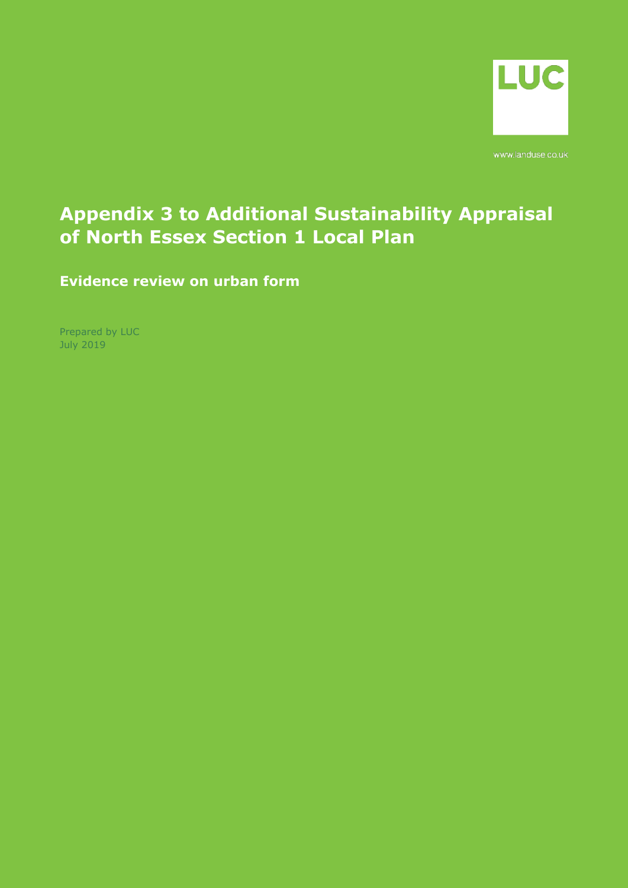LUC

www.landuse.co.uk

# Appendix 3 to Additional Sustainability Appraisal of North Essex Section 1 Local Plan

## Evidence review on urban form

Prepared by LUC
July 2019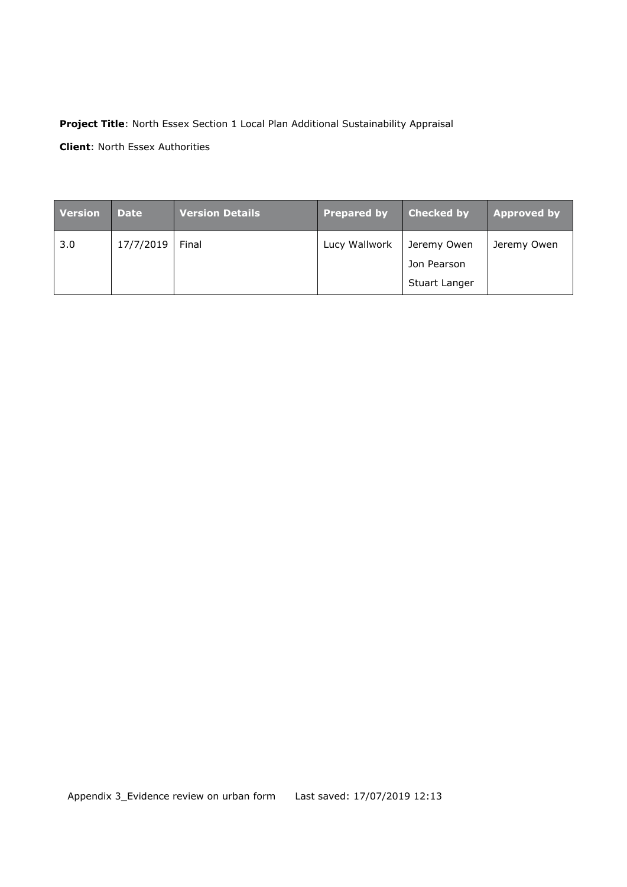**Project Title**: North Essex Section 1 Local Plan Additional Sustainability Appraisal

**Client**: North Essex Authorities

| Version | Date | Version Details | Prepared by | Checked by | Approved by |
|---|---|---|---|---|---|
| 3.0 | 17/7/2019 | Final | Lucy Wallwork | Jeremy Owen<br>Jon Pearson<br>Stuart Langer | Jeremy Owen |

Appendix 3_Evidence review on urban form    Last saved: 17/07/2019 12:13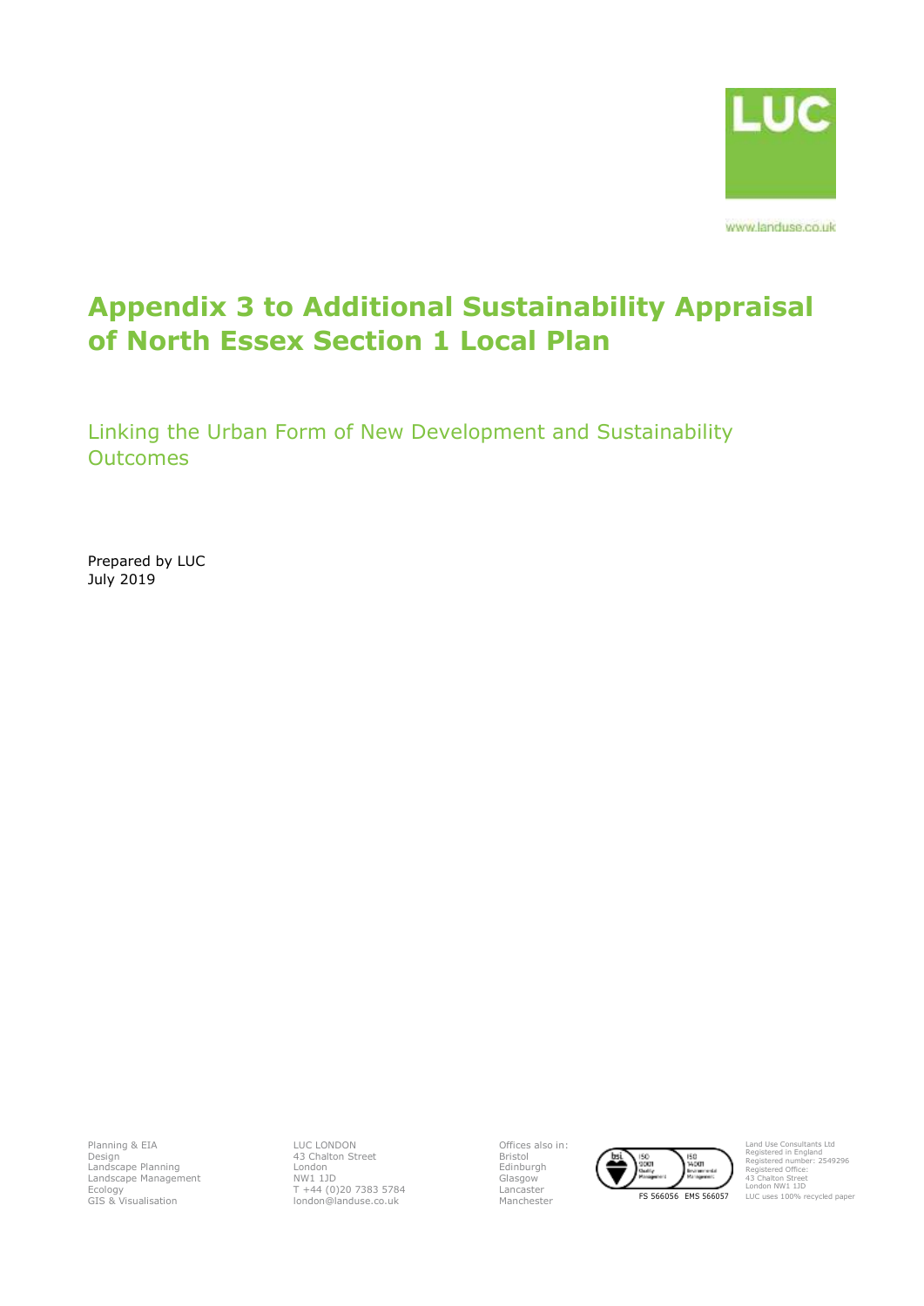# Appendix 3 to Additional Sustainability Appraisal of North Essex Section 1 Local Plan

Linking the Urban Form of New Development and Sustainability Outcomes

Prepared by LUC
July 2019

www.landuse.co.uk

Planning & EIA
Design
Landscape Planning
Landscape Management
Ecology
GIS & Visualisation

LUC LONDON
43 Chalton Street
London
NW1 1JD
T +44 (0)20 7383 5784
london@landuse.co.uk

Offices also in:
Bristol
Edinburgh
Glasgow
Lancaster
Manchester

FS 566056 EMS 566057

Land Use Consultants Ltd
Registered in England
Registered number: 2549296
Registered Office:
43 Chalton Street
London NW1 1JD
LUC uses 100% recycled paper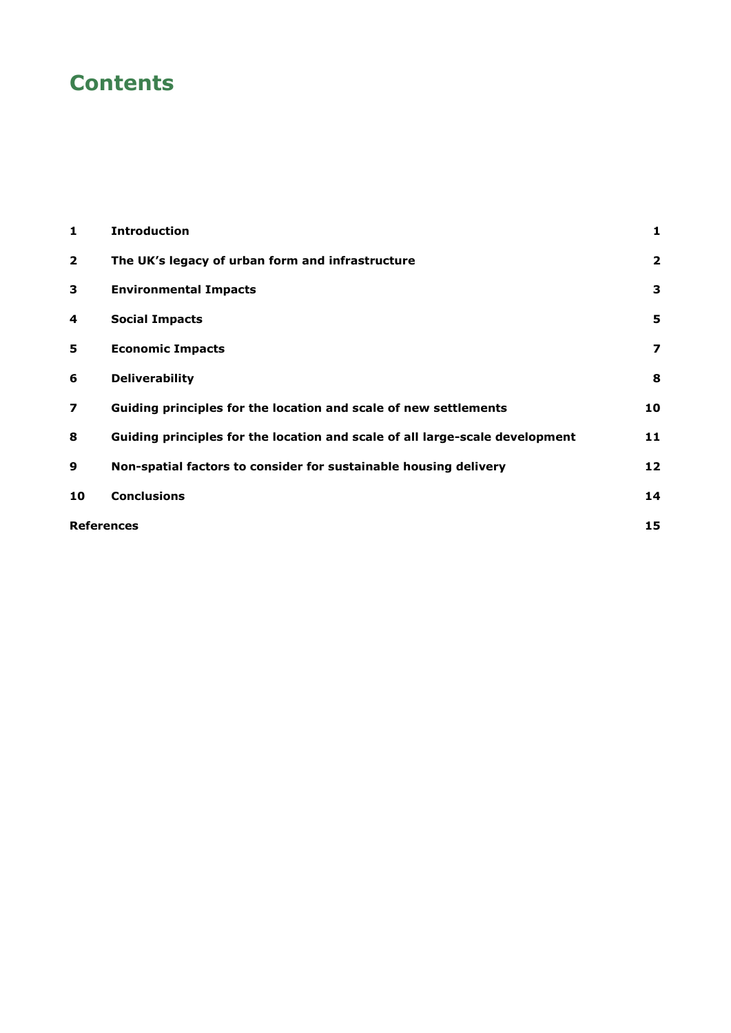# Contents

| | | |
|---|---|---|
| **1** | **Introduction** | **1** |
| **2** | **The UK's legacy of urban form and infrastructure** | **2** |
| **3** | **Environmental Impacts** | **3** |
| **4** | **Social Impacts** | **5** |
| **5** | **Economic Impacts** | **7** |
| **6** | **Deliverability** | **8** |
| **7** | **Guiding principles for the location and scale of new settlements** | **10** |
| **8** | **Guiding principles for the location and scale of all large-scale development** | **11** |
| **9** | **Non-spatial factors to consider for sustainable housing delivery** | **12** |
| **10** | **Conclusions** | **14** |
| **References** | | **15** |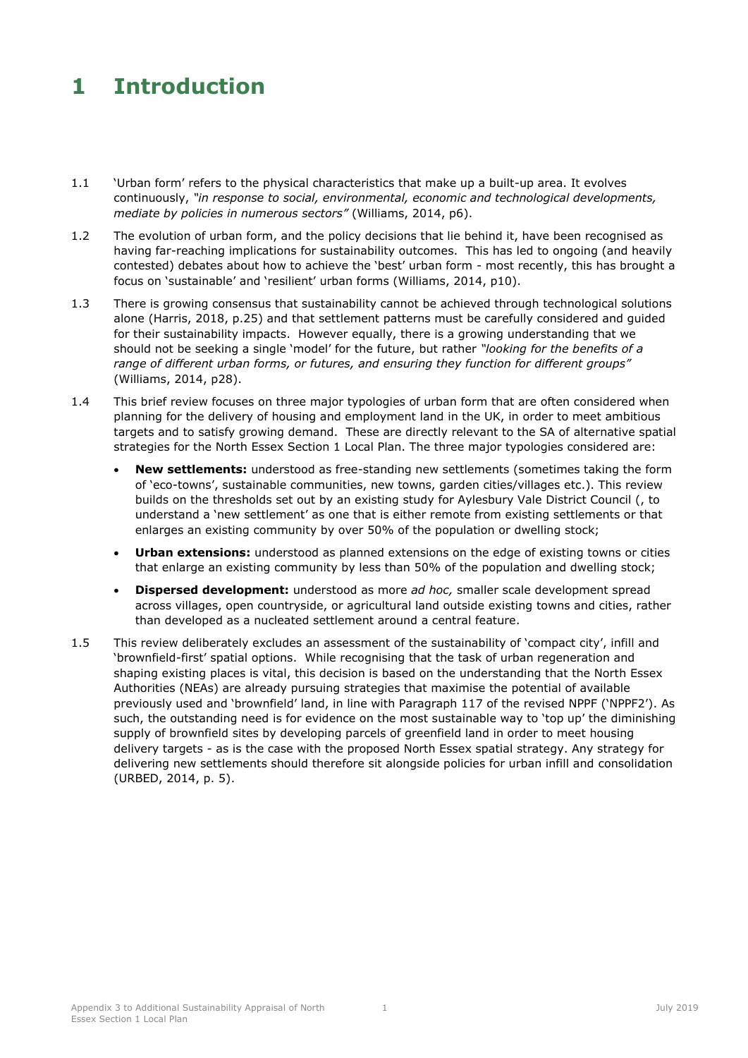# 1 Introduction

1.1 'Urban form' refers to the physical characteristics that make up a built-up area. It evolves continuously, *"in response to social, environmental, economic and technological developments, mediate by policies in numerous sectors"* (Williams, 2014, p6).

1.2 The evolution of urban form, and the policy decisions that lie behind it, have been recognised as having far-reaching implications for sustainability outcomes. This has led to ongoing (and heavily contested) debates about how to achieve the 'best' urban form - most recently, this has brought a focus on 'sustainable' and 'resilient' urban forms (Williams, 2014, p10).

1.3 There is growing consensus that sustainability cannot be achieved through technological solutions alone (Harris, 2018, p.25) and that settlement patterns must be carefully considered and guided for their sustainability impacts. However equally, there is a growing understanding that we should not be seeking a single 'model' for the future, but rather *"looking for the benefits of a range of different urban forms, or futures, and ensuring they function for different groups"* (Williams, 2014, p28).

1.4 This brief review focuses on three major typologies of urban form that are often considered when planning for the delivery of housing and employment land in the UK, in order to meet ambitious targets and to satisfy growing demand. These are directly relevant to the SA of alternative spatial strategies for the North Essex Section 1 Local Plan. The three major typologies considered are:

- **New settlements:** understood as free-standing new settlements (sometimes taking the form of 'eco-towns', sustainable communities, new towns, garden cities/villages etc.). This review builds on the thresholds set out by an existing study for Aylesbury Vale District Council (, to understand a 'new settlement' as one that is either remote from existing settlements or that enlarges an existing community by over 50% of the population or dwelling stock;
- **Urban extensions:** understood as planned extensions on the edge of existing towns or cities that enlarge an existing community by less than 50% of the population and dwelling stock;
- **Dispersed development:** understood as more *ad hoc,* smaller scale development spread across villages, open countryside, or agricultural land outside existing towns and cities, rather than developed as a nucleated settlement around a central feature.

1.5 This review deliberately excludes an assessment of the sustainability of 'compact city', infill and 'brownfield-first' spatial options. While recognising that the task of urban regeneration and shaping existing places is vital, this decision is based on the understanding that the North Essex Authorities (NEAs) are already pursuing strategies that maximise the potential of available previously used and 'brownfield' land, in line with Paragraph 117 of the revised NPPF ('NPPF2'). As such, the outstanding need is for evidence on the most sustainable way to 'top up' the diminishing supply of brownfield sites by developing parcels of greenfield land in order to meet housing delivery targets - as is the case with the proposed North Essex spatial strategy. Any strategy for delivering new settlements should therefore sit alongside policies for urban infill and consolidation (URBED, 2014, p. 5).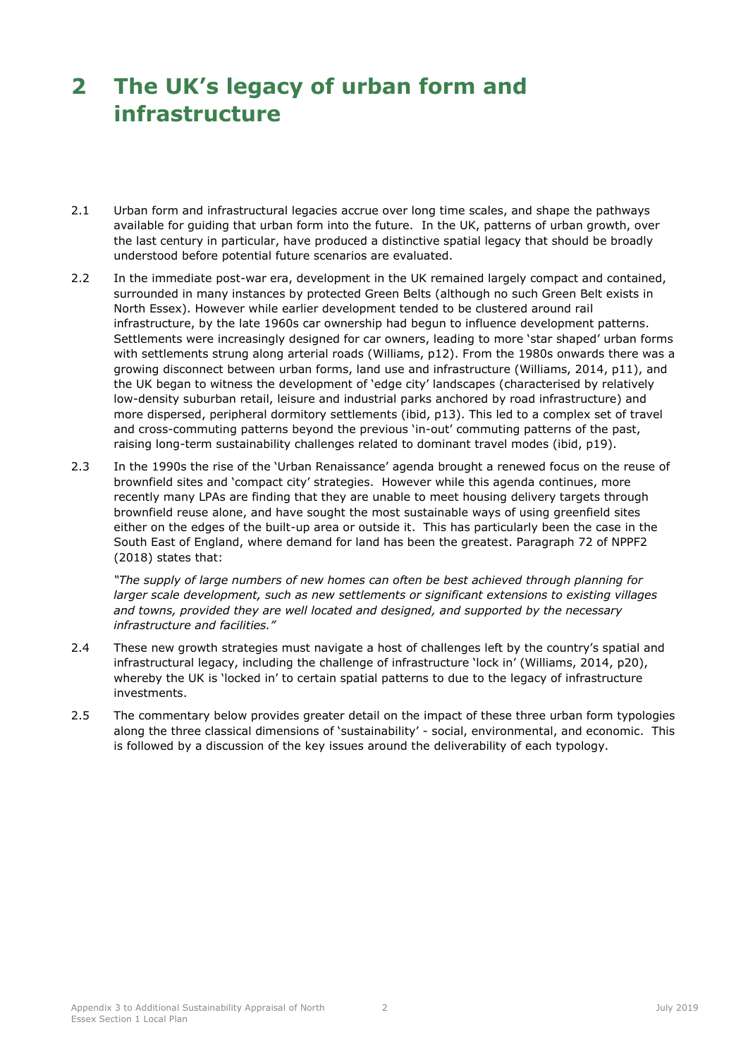# 2 The UK's legacy of urban form and infrastructure

2.1 Urban form and infrastructural legacies accrue over long time scales, and shape the pathways available for guiding that urban form into the future. In the UK, patterns of urban growth, over the last century in particular, have produced a distinctive spatial legacy that should be broadly understood before potential future scenarios are evaluated.

2.2 In the immediate post-war era, development in the UK remained largely compact and contained, surrounded in many instances by protected Green Belts (although no such Green Belt exists in North Essex). However while earlier development tended to be clustered around rail infrastructure, by the late 1960s car ownership had begun to influence development patterns. Settlements were increasingly designed for car owners, leading to more 'star shaped' urban forms with settlements strung along arterial roads (Williams, p12). From the 1980s onwards there was a growing disconnect between urban forms, land use and infrastructure (Williams, 2014, p11), and the UK began to witness the development of 'edge city' landscapes (characterised by relatively low-density suburban retail, leisure and industrial parks anchored by road infrastructure) and more dispersed, peripheral dormitory settlements (ibid, p13). This led to a complex set of travel and cross-commuting patterns beyond the previous 'in-out' commuting patterns of the past, raising long-term sustainability challenges related to dominant travel modes (ibid, p19).

2.3 In the 1990s the rise of the 'Urban Renaissance' agenda brought a renewed focus on the reuse of brownfield sites and 'compact city' strategies. However while this agenda continues, more recently many LPAs are finding that they are unable to meet housing delivery targets through brownfield reuse alone, and have sought the most sustainable ways of using greenfield sites either on the edges of the built-up area or outside it. This has particularly been the case in the South East of England, where demand for land has been the greatest. Paragraph 72 of NPPF2 (2018) states that:

*"The supply of large numbers of new homes can often be best achieved through planning for larger scale development, such as new settlements or significant extensions to existing villages and towns, provided they are well located and designed, and supported by the necessary infrastructure and facilities."*

2.4 These new growth strategies must navigate a host of challenges left by the country's spatial and infrastructural legacy, including the challenge of infrastructure 'lock in' (Williams, 2014, p20), whereby the UK is 'locked in' to certain spatial patterns to due to the legacy of infrastructure investments.

2.5 The commentary below provides greater detail on the impact of these three urban form typologies along the three classical dimensions of 'sustainability' - social, environmental, and economic. This is followed by a discussion of the key issues around the deliverability of each typology.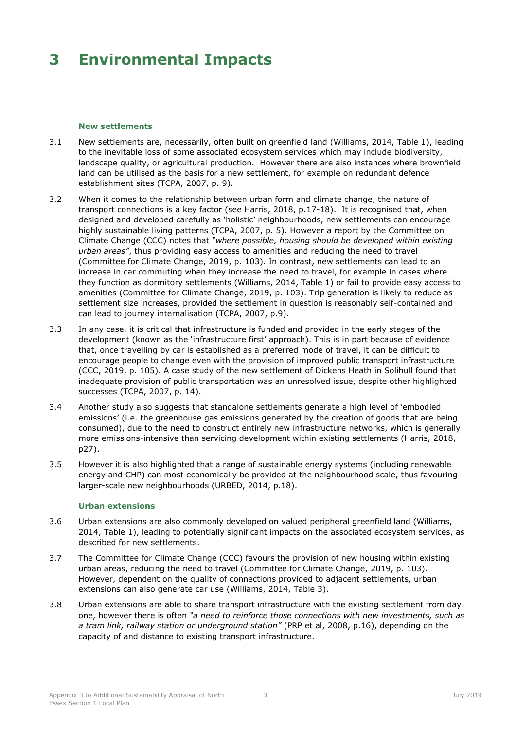# 3 Environmental Impacts

### New settlements

3.1 New settlements are, necessarily, often built on greenfield land (Williams, 2014, Table 1), leading to the inevitable loss of some associated ecosystem services which may include biodiversity, landscape quality, or agricultural production. However there are also instances where brownfield land can be utilised as the basis for a new settlement, for example on redundant defence establishment sites (TCPA, 2007, p. 9).

3.2 When it comes to the relationship between urban form and climate change, the nature of transport connections is a key factor (see Harris, 2018, p.17-18). It is recognised that, when designed and developed carefully as 'holistic' neighbourhoods, new settlements can encourage highly sustainable living patterns (TCPA, 2007, p. 5). However a report by the Committee on Climate Change (CCC) notes that *"where possible, housing should be developed within existing urban areas"*, thus providing easy access to amenities and reducing the need to travel (Committee for Climate Change, 2019, p. 103). In contrast, new settlements can lead to an increase in car commuting when they increase the need to travel, for example in cases where they function as dormitory settlements (Williams, 2014, Table 1) or fail to provide easy access to amenities (Committee for Climate Change, 2019, p. 103). Trip generation is likely to reduce as settlement size increases, provided the settlement in question is reasonably self-contained and can lead to journey internalisation (TCPA, 2007, p.9).

3.3 In any case, it is critical that infrastructure is funded and provided in the early stages of the development (known as the 'infrastructure first' approach). This is in part because of evidence that, once travelling by car is established as a preferred mode of travel, it can be difficult to encourage people to change even with the provision of improved public transport infrastructure (CCC, 2019, p. 105). A case study of the new settlement of Dickens Heath in Solihull found that inadequate provision of public transportation was an unresolved issue, despite other highlighted successes (TCPA, 2007, p. 14).

3.4 Another study also suggests that standalone settlements generate a high level of 'embodied emissions' (i.e. the greenhouse gas emissions generated by the creation of goods that are being consumed), due to the need to construct entirely new infrastructure networks, which is generally more emissions-intensive than servicing development within existing settlements (Harris, 2018, p27).

3.5 However it is also highlighted that a range of sustainable energy systems (including renewable energy and CHP) can most economically be provided at the neighbourhood scale, thus favouring larger-scale new neighbourhoods (URBED, 2014, p.18).

### Urban extensions

3.6 Urban extensions are also commonly developed on valued peripheral greenfield land (Williams, 2014, Table 1), leading to potentially significant impacts on the associated ecosystem services, as described for new settlements.

3.7 The Committee for Climate Change (CCC) favours the provision of new housing within existing urban areas, reducing the need to travel (Committee for Climate Change, 2019, p. 103). However, dependent on the quality of connections provided to adjacent settlements, urban extensions can also generate car use (Williams, 2014, Table 3).

3.8 Urban extensions are able to share transport infrastructure with the existing settlement from day one, however there is often *"a need to reinforce those connections with new investments, such as a tram link, railway station or underground station"* (PRP et al, 2008, p.16), depending on the capacity of and distance to existing transport infrastructure.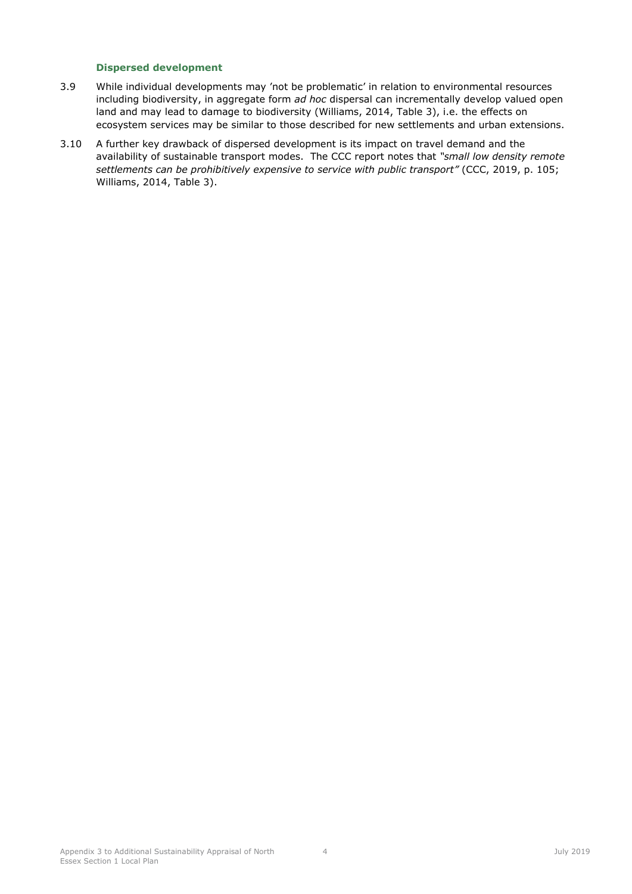### Dispersed development

3.9 While individual developments may 'not be problematic' in relation to environmental resources including biodiversity, in aggregate form *ad hoc* dispersal can incrementally develop valued open land and may lead to damage to biodiversity (Williams, 2014, Table 3), i.e. the effects on ecosystem services may be similar to those described for new settlements and urban extensions.

3.10 A further key drawback of dispersed development is its impact on travel demand and the availability of sustainable transport modes. The CCC report notes that *"small low density remote settlements can be prohibitively expensive to service with public transport"* (CCC, 2019, p. 105; Williams, 2014, Table 3).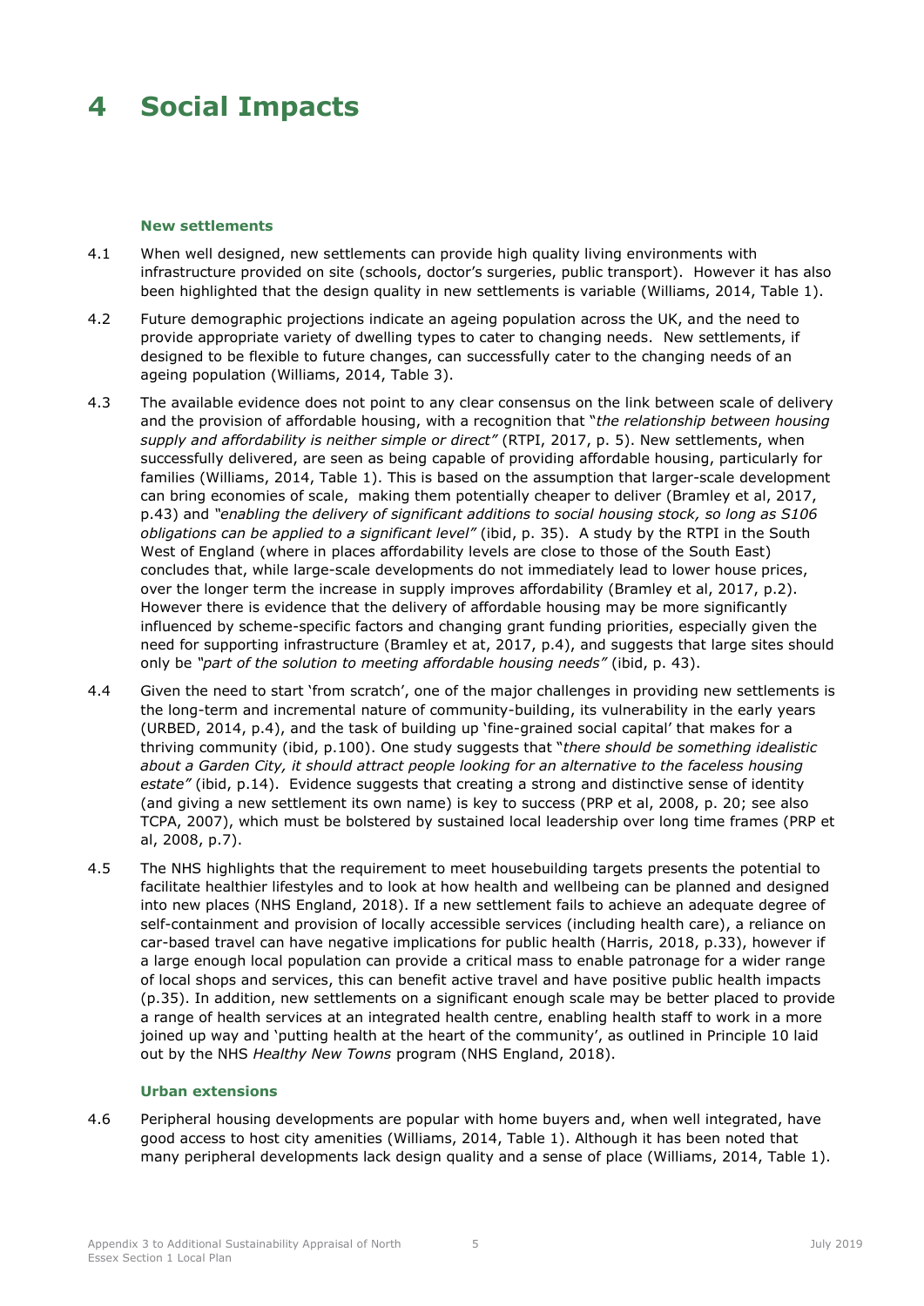# 4 Social Impacts

### New settlements

4.1 When well designed, new settlements can provide high quality living environments with infrastructure provided on site (schools, doctor's surgeries, public transport). However it has also been highlighted that the design quality in new settlements is variable (Williams, 2014, Table 1).

4.2 Future demographic projections indicate an ageing population across the UK, and the need to provide appropriate variety of dwelling types to cater to changing needs. New settlements, if designed to be flexible to future changes, can successfully cater to the changing needs of an ageing population (Williams, 2014, Table 3).

4.3 The available evidence does not point to any clear consensus on the link between scale of delivery and the provision of affordable housing, with a recognition that "*the relationship between housing supply and affordability is neither simple or direct"* (RTPI, 2017, p. 5). New settlements, when successfully delivered, are seen as being capable of providing affordable housing, particularly for families (Williams, 2014, Table 1). This is based on the assumption that larger-scale development can bring economies of scale, making them potentially cheaper to deliver (Bramley et al, 2017, p.43) and *"enabling the delivery of significant additions to social housing stock, so long as S106 obligations can be applied to a significant level"* (ibid, p. 35). A study by the RTPI in the South West of England (where in places affordability levels are close to those of the South East) concludes that, while large-scale developments do not immediately lead to lower house prices, over the longer term the increase in supply improves affordability (Bramley et al, 2017, p.2). However there is evidence that the delivery of affordable housing may be more significantly influenced by scheme-specific factors and changing grant funding priorities, especially given the need for supporting infrastructure (Bramley et at, 2017, p.4), and suggests that large sites should only be *"part of the solution to meeting affordable housing needs"* (ibid, p. 43).

4.4 Given the need to start 'from scratch', one of the major challenges in providing new settlements is the long-term and incremental nature of community-building, its vulnerability in the early years (URBED, 2014, p.4), and the task of building up 'fine-grained social capital' that makes for a thriving community (ibid, p.100). One study suggests that "*there should be something idealistic about a Garden City, it should attract people looking for an alternative to the faceless housing estate"* (ibid, p.14). Evidence suggests that creating a strong and distinctive sense of identity (and giving a new settlement its own name) is key to success (PRP et al, 2008, p. 20; see also TCPA, 2007), which must be bolstered by sustained local leadership over long time frames (PRP et al, 2008, p.7).

4.5 The NHS highlights that the requirement to meet housebuilding targets presents the potential to facilitate healthier lifestyles and to look at how health and wellbeing can be planned and designed into new places (NHS England, 2018). If a new settlement fails to achieve an adequate degree of self-containment and provision of locally accessible services (including health care), a reliance on car-based travel can have negative implications for public health (Harris, 2018, p.33), however if a large enough local population can provide a critical mass to enable patronage for a wider range of local shops and services, this can benefit active travel and have positive public health impacts (p.35). In addition, new settlements on a significant enough scale may be better placed to provide a range of health services at an integrated health centre, enabling health staff to work in a more joined up way and 'putting health at the heart of the community', as outlined in Principle 10 laid out by the NHS *Healthy New Towns* program (NHS England, 2018).

### Urban extensions

4.6 Peripheral housing developments are popular with home buyers and, when well integrated, have good access to host city amenities (Williams, 2014, Table 1). Although it has been noted that many peripheral developments lack design quality and a sense of place (Williams, 2014, Table 1).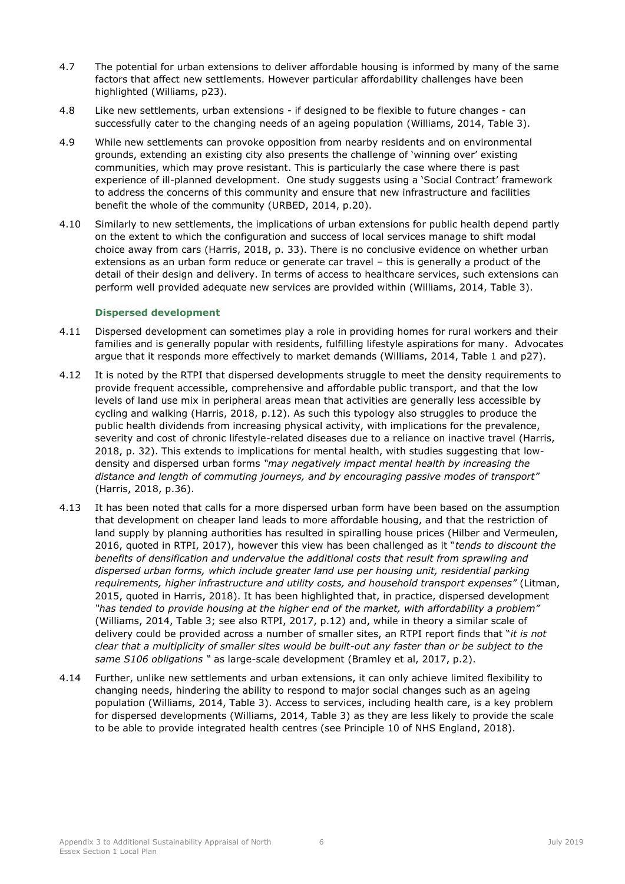4.7 The potential for urban extensions to deliver affordable housing is informed by many of the same factors that affect new settlements. However particular affordability challenges have been highlighted (Williams, p23).

4.8 Like new settlements, urban extensions - if designed to be flexible to future changes - can successfully cater to the changing needs of an ageing population (Williams, 2014, Table 3).

4.9 While new settlements can provoke opposition from nearby residents and on environmental grounds, extending an existing city also presents the challenge of 'winning over' existing communities, which may prove resistant. This is particularly the case where there is past experience of ill-planned development. One study suggests using a 'Social Contract' framework to address the concerns of this community and ensure that new infrastructure and facilities benefit the whole of the community (URBED, 2014, p.20).

4.10 Similarly to new settlements, the implications of urban extensions for public health depend partly on the extent to which the configuration and success of local services manage to shift modal choice away from cars (Harris, 2018, p. 33). There is no conclusive evidence on whether urban extensions as an urban form reduce or generate car travel – this is generally a product of the detail of their design and delivery. In terms of access to healthcare services, such extensions can perform well provided adequate new services are provided within (Williams, 2014, Table 3).

### Dispersed development

4.11 Dispersed development can sometimes play a role in providing homes for rural workers and their families and is generally popular with residents, fulfilling lifestyle aspirations for many. Advocates argue that it responds more effectively to market demands (Williams, 2014, Table 1 and p27).

4.12 It is noted by the RTPI that dispersed developments struggle to meet the density requirements to provide frequent accessible, comprehensive and affordable public transport, and that the low levels of land use mix in peripheral areas mean that activities are generally less accessible by cycling and walking (Harris, 2018, p.12). As such this typology also struggles to produce the public health dividends from increasing physical activity, with implications for the prevalence, severity and cost of chronic lifestyle-related diseases due to a reliance on inactive travel (Harris, 2018, p. 32). This extends to implications for mental health, with studies suggesting that low-density and dispersed urban forms *"may negatively impact mental health by increasing the distance and length of commuting journeys, and by encouraging passive modes of transport"* (Harris, 2018, p.36).

4.13 It has been noted that calls for a more dispersed urban form have been based on the assumption that development on cheaper land leads to more affordable housing, and that the restriction of land supply by planning authorities has resulted in spiralling house prices (Hilber and Vermeulen, 2016, quoted in RTPI, 2017), however this view has been challenged as it "*tends to discount the benefits of densification and undervalue the additional costs that result from sprawling and dispersed urban forms, which include greater land use per housing unit, residential parking requirements, higher infrastructure and utility costs, and household transport expenses"* (Litman, 2015, quoted in Harris, 2018). It has been highlighted that, in practice, dispersed development *"has tended to provide housing at the higher end of the market, with affordability a problem"* (Williams, 2014, Table 3; see also RTPI, 2017, p.12) and, while in theory a similar scale of delivery could be provided across a number of smaller sites, an RTPI report finds that "*it is not clear that a multiplicity of smaller sites would be built-out any faster than or be subject to the same S106 obligations* " as large-scale development (Bramley et al, 2017, p.2).

4.14 Further, unlike new settlements and urban extensions, it can only achieve limited flexibility to changing needs, hindering the ability to respond to major social changes such as an ageing population (Williams, 2014, Table 3). Access to services, including health care, is a key problem for dispersed developments (Williams, 2014, Table 3) as they are less likely to provide the scale to be able to provide integrated health centres (see Principle 10 of NHS England, 2018).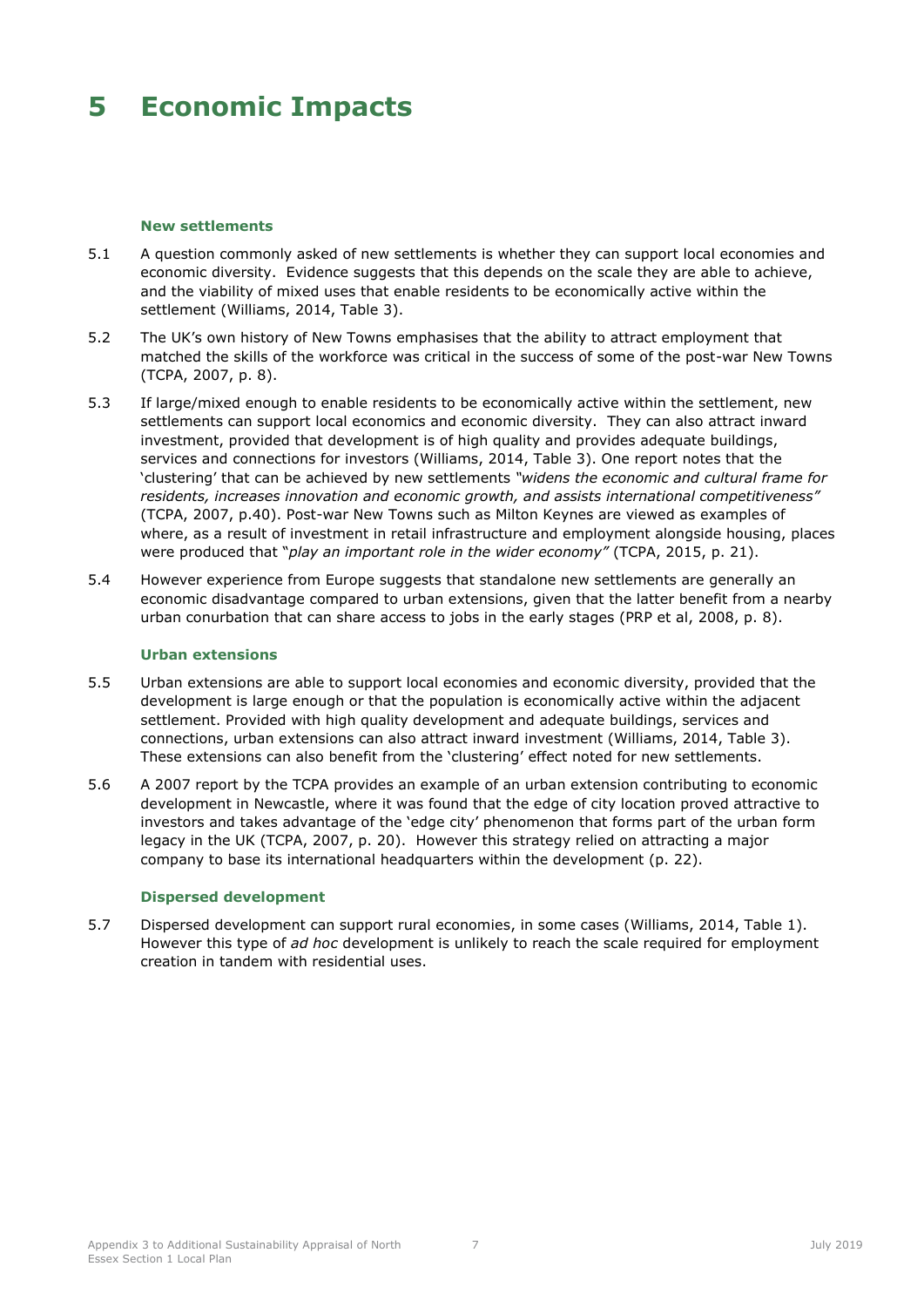# 5 Economic Impacts

### New settlements

5.1 A question commonly asked of new settlements is whether they can support local economies and economic diversity. Evidence suggests that this depends on the scale they are able to achieve, and the viability of mixed uses that enable residents to be economically active within the settlement (Williams, 2014, Table 3).

5.2 The UK's own history of New Towns emphasises that the ability to attract employment that matched the skills of the workforce was critical in the success of some of the post-war New Towns (TCPA, 2007, p. 8).

5.3 If large/mixed enough to enable residents to be economically active within the settlement, new settlements can support local economics and economic diversity. They can also attract inward investment, provided that development is of high quality and provides adequate buildings, services and connections for investors (Williams, 2014, Table 3). One report notes that the 'clustering' that can be achieved by new settlements *"widens the economic and cultural frame for residents, increases innovation and economic growth, and assists international competitiveness"* (TCPA, 2007, p.40). Post-war New Towns such as Milton Keynes are viewed as examples of where, as a result of investment in retail infrastructure and employment alongside housing, places were produced that "*play an important role in the wider economy"* (TCPA, 2015, p. 21).

5.4 However experience from Europe suggests that standalone new settlements are generally an economic disadvantage compared to urban extensions, given that the latter benefit from a nearby urban conurbation that can share access to jobs in the early stages (PRP et al, 2008, p. 8).

### Urban extensions

5.5 Urban extensions are able to support local economies and economic diversity, provided that the development is large enough or that the population is economically active within the adjacent settlement. Provided with high quality development and adequate buildings, services and connections, urban extensions can also attract inward investment (Williams, 2014, Table 3). These extensions can also benefit from the 'clustering' effect noted for new settlements.

5.6 A 2007 report by the TCPA provides an example of an urban extension contributing to economic development in Newcastle, where it was found that the edge of city location proved attractive to investors and takes advantage of the 'edge city' phenomenon that forms part of the urban form legacy in the UK (TCPA, 2007, p. 20). However this strategy relied on attracting a major company to base its international headquarters within the development (p. 22).

### Dispersed development

5.7 Dispersed development can support rural economies, in some cases (Williams, 2014, Table 1). However this type of *ad hoc* development is unlikely to reach the scale required for employment creation in tandem with residential uses.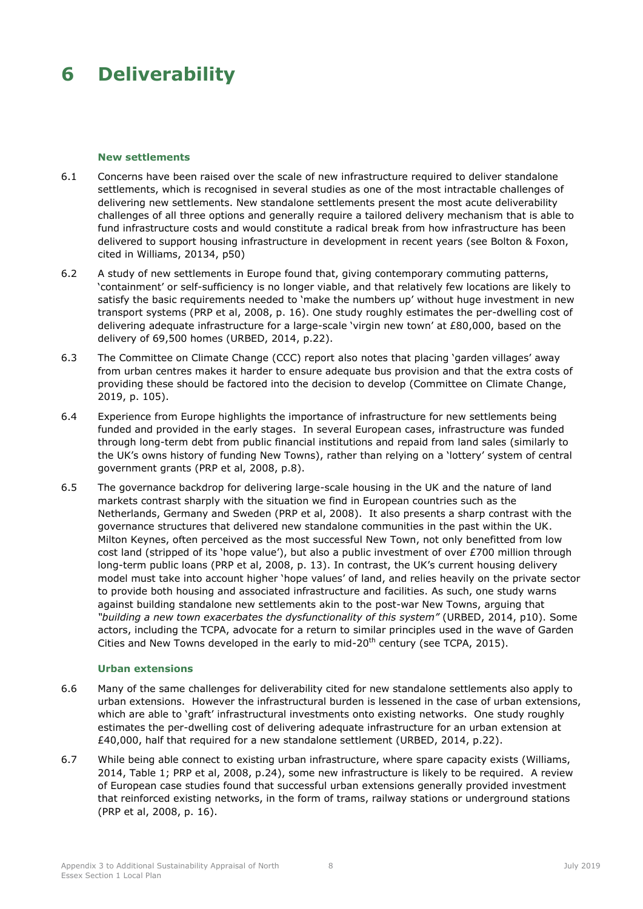# 6 Deliverability

### New settlements

6.1 Concerns have been raised over the scale of new infrastructure required to deliver standalone settlements, which is recognised in several studies as one of the most intractable challenges of delivering new settlements. New standalone settlements present the most acute deliverability challenges of all three options and generally require a tailored delivery mechanism that is able to fund infrastructure costs and would constitute a radical break from how infrastructure has been delivered to support housing infrastructure in development in recent years (see Bolton & Foxon, cited in Williams, 20134, p50)

6.2 A study of new settlements in Europe found that, giving contemporary commuting patterns, 'containment' or self-sufficiency is no longer viable, and that relatively few locations are likely to satisfy the basic requirements needed to 'make the numbers up' without huge investment in new transport systems (PRP et al, 2008, p. 16). One study roughly estimates the per-dwelling cost of delivering adequate infrastructure for a large-scale 'virgin new town' at £80,000, based on the delivery of 69,500 homes (URBED, 2014, p.22).

6.3 The Committee on Climate Change (CCC) report also notes that placing 'garden villages' away from urban centres makes it harder to ensure adequate bus provision and that the extra costs of providing these should be factored into the decision to develop (Committee on Climate Change, 2019, p. 105).

6.4 Experience from Europe highlights the importance of infrastructure for new settlements being funded and provided in the early stages. In several European cases, infrastructure was funded through long-term debt from public financial institutions and repaid from land sales (similarly to the UK's owns history of funding New Towns), rather than relying on a 'lottery' system of central government grants (PRP et al, 2008, p.8).

6.5 The governance backdrop for delivering large-scale housing in the UK and the nature of land markets contrast sharply with the situation we find in European countries such as the Netherlands, Germany and Sweden (PRP et al, 2008). It also presents a sharp contrast with the governance structures that delivered new standalone communities in the past within the UK. Milton Keynes, often perceived as the most successful New Town, not only benefitted from low cost land (stripped of its 'hope value'), but also a public investment of over £700 million through long-term public loans (PRP et al, 2008, p. 13). In contrast, the UK's current housing delivery model must take into account higher 'hope values' of land, and relies heavily on the private sector to provide both housing and associated infrastructure and facilities. As such, one study warns against building standalone new settlements akin to the post-war New Towns, arguing that *"building a new town exacerbates the dysfunctionality of this system"* (URBED, 2014, p10). Some actors, including the TCPA, advocate for a return to similar principles used in the wave of Garden Cities and New Towns developed in the early to mid-20th century (see TCPA, 2015).

### Urban extensions

6.6 Many of the same challenges for deliverability cited for new standalone settlements also apply to urban extensions. However the infrastructural burden is lessened in the case of urban extensions, which are able to 'graft' infrastructural investments onto existing networks. One study roughly estimates the per-dwelling cost of delivering adequate infrastructure for an urban extension at £40,000, half that required for a new standalone settlement (URBED, 2014, p.22).

6.7 While being able connect to existing urban infrastructure, where spare capacity exists (Williams, 2014, Table 1; PRP et al, 2008, p.24), some new infrastructure is likely to be required. A review of European case studies found that successful urban extensions generally provided investment that reinforced existing networks, in the form of trams, railway stations or underground stations (PRP et al, 2008, p. 16).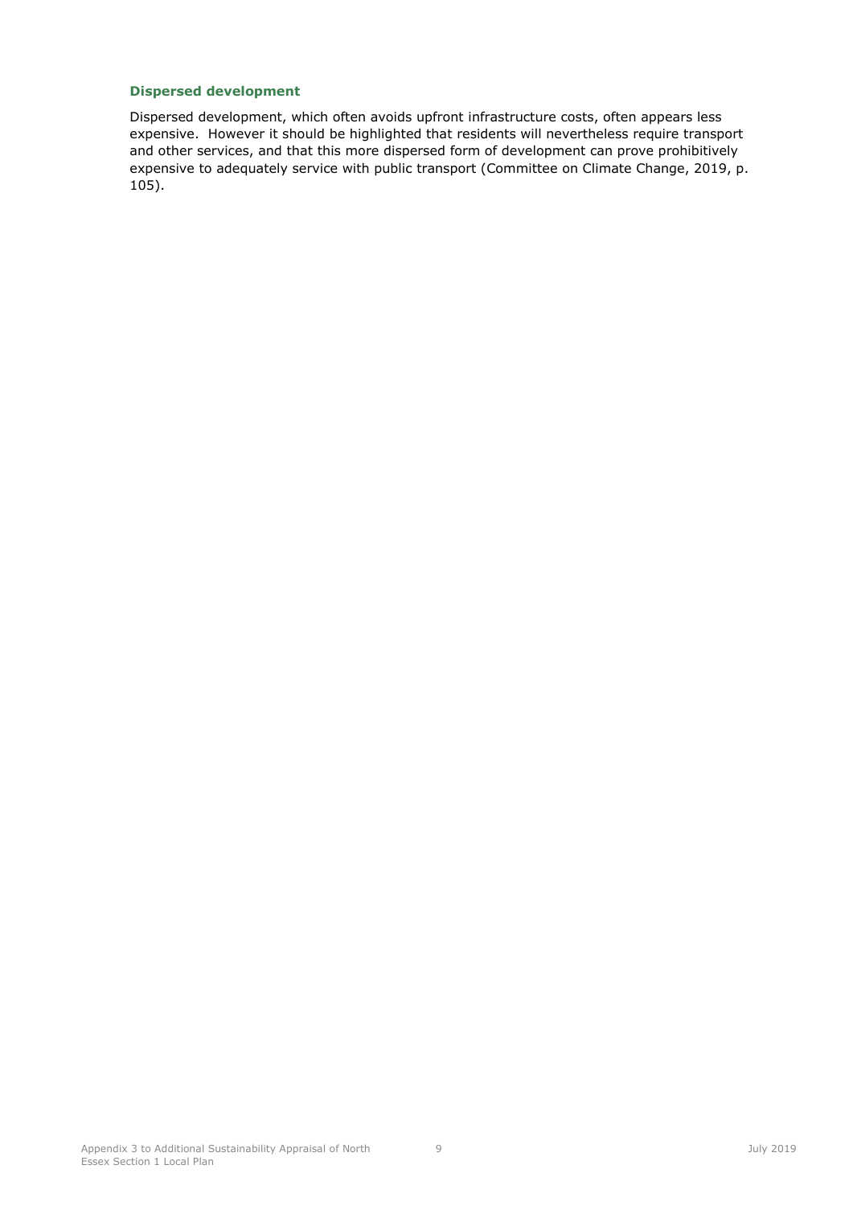### Dispersed development

Dispersed development, which often avoids upfront infrastructure costs, often appears less expensive. However it should be highlighted that residents will nevertheless require transport and other services, and that this more dispersed form of development can prove prohibitively expensive to adequately service with public transport (Committee on Climate Change, 2019, p. 105).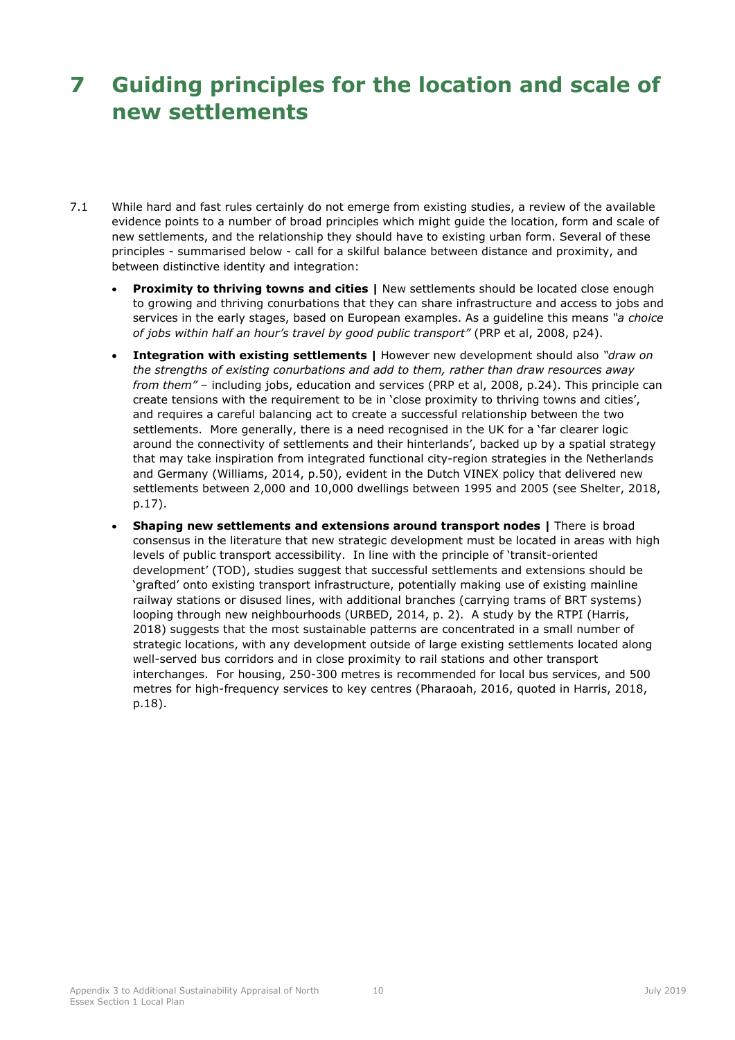# 7 Guiding principles for the location and scale of new settlements

7.1 While hard and fast rules certainly do not emerge from existing studies, a review of the available evidence points to a number of broad principles which might guide the location, form and scale of new settlements, and the relationship they should have to existing urban form. Several of these principles - summarised below - call for a skilful balance between distance and proximity, and between distinctive identity and integration:

- **Proximity to thriving towns and cities |** New settlements should be located close enough to growing and thriving conurbations that they can share infrastructure and access to jobs and services in the early stages, based on European examples. As a guideline this means *"a choice of jobs within half an hour's travel by good public transport"* (PRP et al, 2008, p24).
- **Integration with existing settlements |** However new development should also *"draw on the strengths of existing conurbations and add to them, rather than draw resources away from them"* – including jobs, education and services (PRP et al, 2008, p.24). This principle can create tensions with the requirement to be in 'close proximity to thriving towns and cities', and requires a careful balancing act to create a successful relationship between the two settlements. More generally, there is a need recognised in the UK for a 'far clearer logic around the connectivity of settlements and their hinterlands', backed up by a spatial strategy that may take inspiration from integrated functional city-region strategies in the Netherlands and Germany (Williams, 2014, p.50), evident in the Dutch VINEX policy that delivered new settlements between 2,000 and 10,000 dwellings between 1995 and 2005 (see Shelter, 2018, p.17).
- **Shaping new settlements and extensions around transport nodes |** There is broad consensus in the literature that new strategic development must be located in areas with high levels of public transport accessibility. In line with the principle of 'transit-oriented development' (TOD), studies suggest that successful settlements and extensions should be 'grafted' onto existing transport infrastructure, potentially making use of existing mainline railway stations or disused lines, with additional branches (carrying trams of BRT systems) looping through new neighbourhoods (URBED, 2014, p. 2). A study by the RTPI (Harris, 2018) suggests that the most sustainable patterns are concentrated in a small number of strategic locations, with any development outside of large existing settlements located along well-served bus corridors and in close proximity to rail stations and other transport interchanges. For housing, 250-300 metres is recommended for local bus services, and 500 metres for high-frequency services to key centres (Pharaoah, 2016, quoted in Harris, 2018, p.18).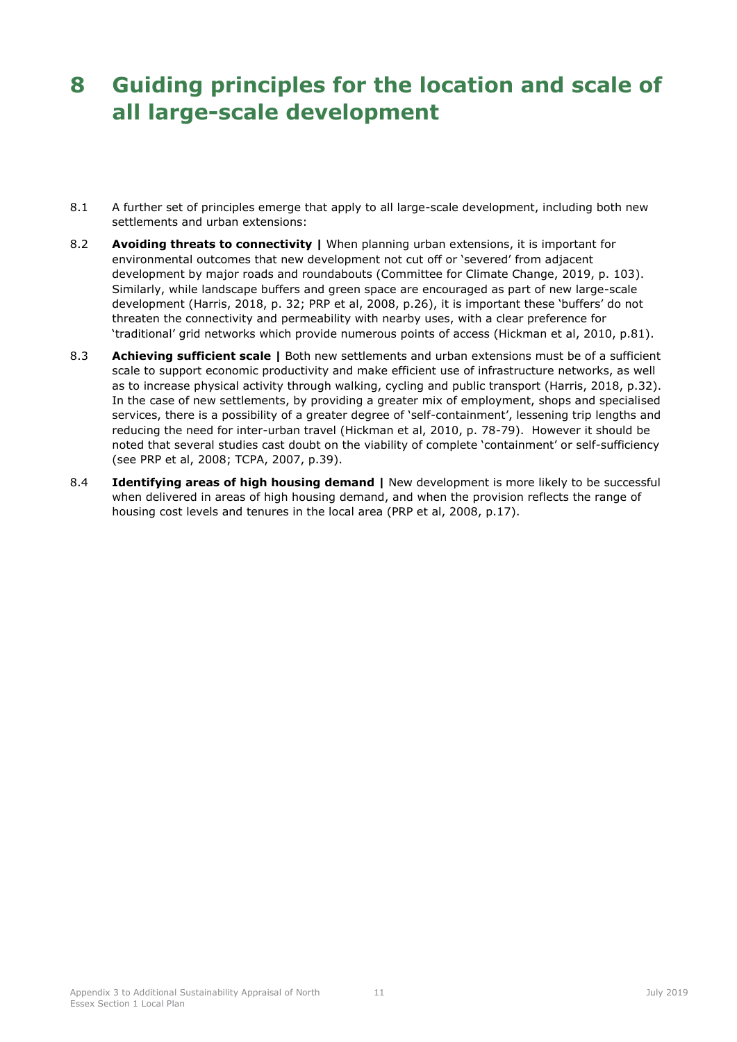# 8 Guiding principles for the location and scale of all large-scale development

8.1 A further set of principles emerge that apply to all large-scale development, including both new settlements and urban extensions:

8.2 **Avoiding threats to connectivity |** When planning urban extensions, it is important for environmental outcomes that new development not cut off or 'severed' from adjacent development by major roads and roundabouts (Committee for Climate Change, 2019, p. 103). Similarly, while landscape buffers and green space are encouraged as part of new large-scale development (Harris, 2018, p. 32; PRP et al, 2008, p.26), it is important these 'buffers' do not threaten the connectivity and permeability with nearby uses, with a clear preference for 'traditional' grid networks which provide numerous points of access (Hickman et al, 2010, p.81).

8.3 **Achieving sufficient scale |** Both new settlements and urban extensions must be of a sufficient scale to support economic productivity and make efficient use of infrastructure networks, as well as to increase physical activity through walking, cycling and public transport (Harris, 2018, p.32). In the case of new settlements, by providing a greater mix of employment, shops and specialised services, there is a possibility of a greater degree of 'self-containment', lessening trip lengths and reducing the need for inter-urban travel (Hickman et al, 2010, p. 78-79). However it should be noted that several studies cast doubt on the viability of complete 'containment' or self-sufficiency (see PRP et al, 2008; TCPA, 2007, p.39).

8.4 **Identifying areas of high housing demand |** New development is more likely to be successful when delivered in areas of high housing demand, and when the provision reflects the range of housing cost levels and tenures in the local area (PRP et al, 2008, p.17).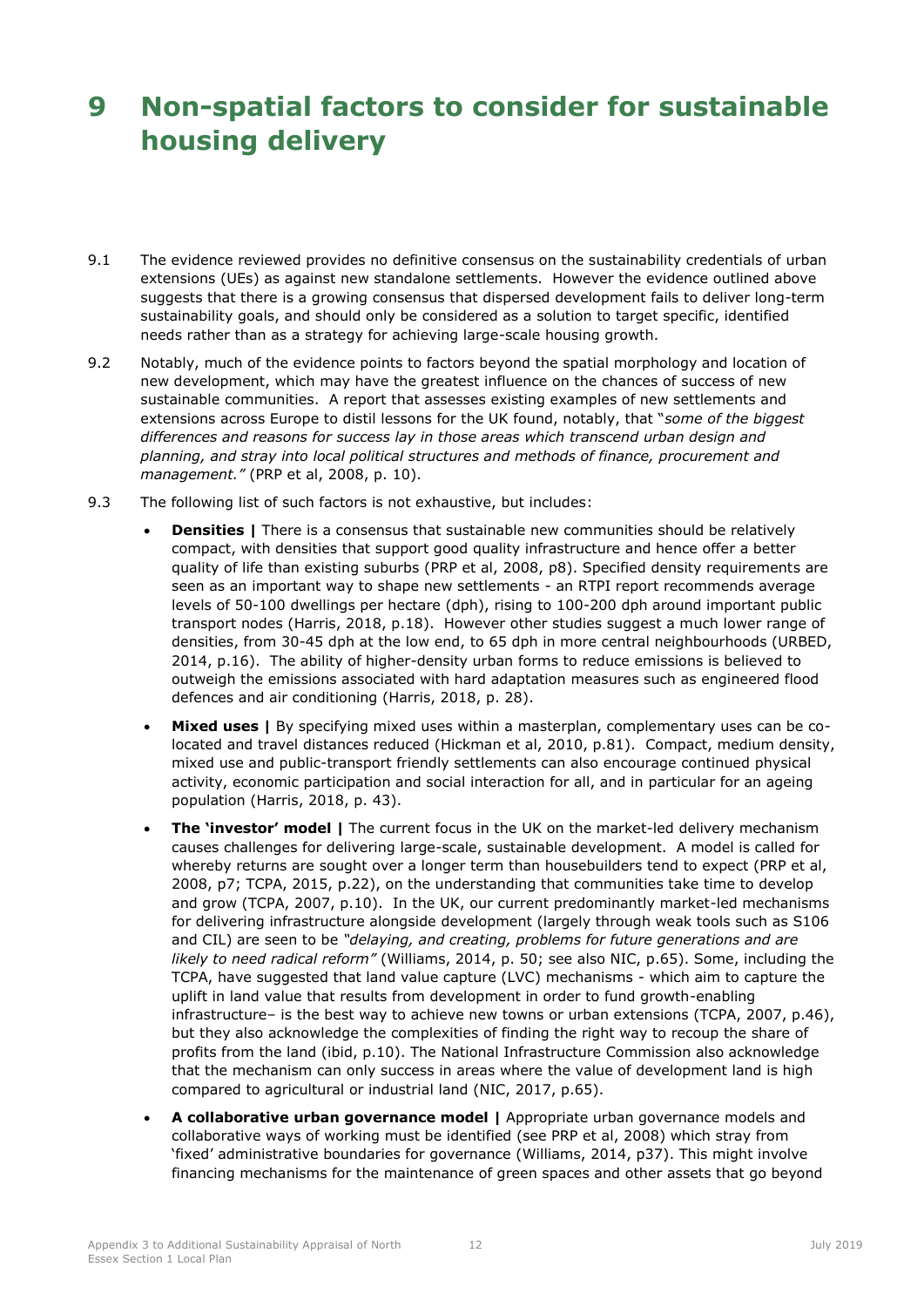# 9 Non-spatial factors to consider for sustainable housing delivery

9.1 The evidence reviewed provides no definitive consensus on the sustainability credentials of urban extensions (UEs) as against new standalone settlements. However the evidence outlined above suggests that there is a growing consensus that dispersed development fails to deliver long-term sustainability goals, and should only be considered as a solution to target specific, identified needs rather than as a strategy for achieving large-scale housing growth.

9.2 Notably, much of the evidence points to factors beyond the spatial morphology and location of new development, which may have the greatest influence on the chances of success of new sustainable communities. A report that assesses existing examples of new settlements and extensions across Europe to distil lessons for the UK found, notably, that "*some of the biggest differences and reasons for success lay in those areas which transcend urban design and planning, and stray into local political structures and methods of finance, procurement and management."* (PRP et al, 2008, p. 10).

9.3 The following list of such factors is not exhaustive, but includes:

- **Densities |** There is a consensus that sustainable new communities should be relatively compact, with densities that support good quality infrastructure and hence offer a better quality of life than existing suburbs (PRP et al, 2008, p8). Specified density requirements are seen as an important way to shape new settlements - an RTPI report recommends average levels of 50-100 dwellings per hectare (dph), rising to 100-200 dph around important public transport nodes (Harris, 2018, p.18). However other studies suggest a much lower range of densities, from 30-45 dph at the low end, to 65 dph in more central neighbourhoods (URBED, 2014, p.16). The ability of higher-density urban forms to reduce emissions is believed to outweigh the emissions associated with hard adaptation measures such as engineered flood defences and air conditioning (Harris, 2018, p. 28).
- **Mixed uses |** By specifying mixed uses within a masterplan, complementary uses can be co-located and travel distances reduced (Hickman et al, 2010, p.81). Compact, medium density, mixed use and public-transport friendly settlements can also encourage continued physical activity, economic participation and social interaction for all, and in particular for an ageing population (Harris, 2018, p. 43).
- **The 'investor' model |** The current focus in the UK on the market-led delivery mechanism causes challenges for delivering large-scale, sustainable development. A model is called for whereby returns are sought over a longer term than housebuilders tend to expect (PRP et al, 2008, p7; TCPA, 2015, p.22), on the understanding that communities take time to develop and grow (TCPA, 2007, p.10). In the UK, our current predominantly market-led mechanisms for delivering infrastructure alongside development (largely through weak tools such as S106 and CIL) are seen to be *"delaying, and creating, problems for future generations and are likely to need radical reform"* (Williams, 2014, p. 50; see also NIC, p.65). Some, including the TCPA, have suggested that land value capture (LVC) mechanisms - which aim to capture the uplift in land value that results from development in order to fund growth-enabling infrastructure– is the best way to achieve new towns or urban extensions (TCPA, 2007, p.46), but they also acknowledge the complexities of finding the right way to recoup the share of profits from the land (ibid, p.10). The National Infrastructure Commission also acknowledge that the mechanism can only success in areas where the value of development land is high compared to agricultural or industrial land (NIC, 2017, p.65).
- **A collaborative urban governance model |** Appropriate urban governance models and collaborative ways of working must be identified (see PRP et al, 2008) which stray from 'fixed' administrative boundaries for governance (Williams, 2014, p37). This might involve financing mechanisms for the maintenance of green spaces and other assets that go beyond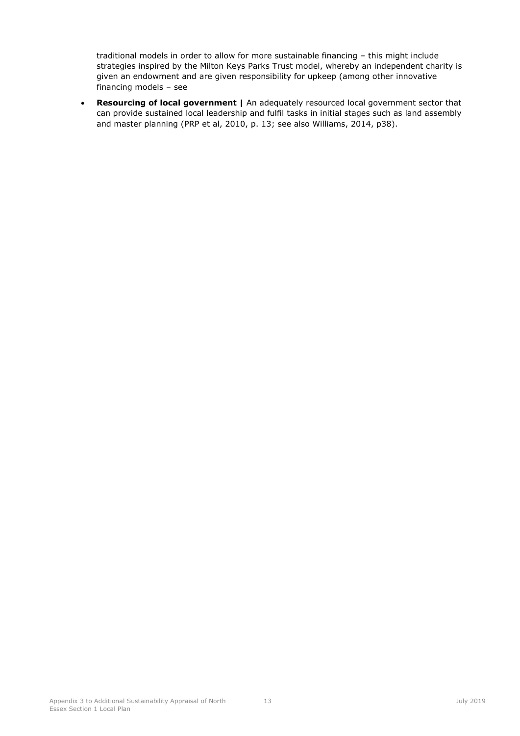traditional models in order to allow for more sustainable financing – this might include strategies inspired by the Milton Keys Parks Trust model, whereby an independent charity is given an endowment and are given responsibility for upkeep (among other innovative financing models – see

- **Resourcing of local government |** An adequately resourced local government sector that can provide sustained local leadership and fulfil tasks in initial stages such as land assembly and master planning (PRP et al, 2010, p. 13; see also Williams, 2014, p38).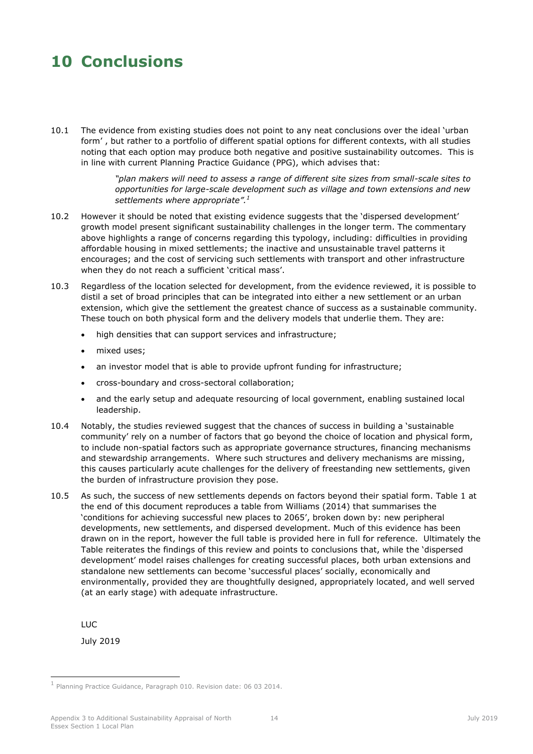# 10 Conclusions

10.1 The evidence from existing studies does not point to any neat conclusions over the ideal 'urban form' , but rather to a portfolio of different spatial options for different contexts, with all studies noting that each option may produce both negative and positive sustainability outcomes. This is in line with current Planning Practice Guidance (PPG), which advises that:

> *"plan makers will need to assess a range of different site sizes from small-scale sites to opportunities for large-scale development such as village and town extensions and new settlements where appropriate".*[1]

10.2 However it should be noted that existing evidence suggests that the 'dispersed development' growth model present significant sustainability challenges in the longer term. The commentary above highlights a range of concerns regarding this typology, including: difficulties in providing affordable housing in mixed settlements; the inactive and unsustainable travel patterns it encourages; and the cost of servicing such settlements with transport and other infrastructure when they do not reach a sufficient 'critical mass'.

10.3 Regardless of the location selected for development, from the evidence reviewed, it is possible to distil a set of broad principles that can be integrated into either a new settlement or an urban extension, which give the settlement the greatest chance of success as a sustainable community. These touch on both physical form and the delivery models that underlie them. They are:

- high densities that can support services and infrastructure;
- mixed uses;
- an investor model that is able to provide upfront funding for infrastructure;
- cross-boundary and cross-sectoral collaboration;
- and the early setup and adequate resourcing of local government, enabling sustained local leadership.

10.4 Notably, the studies reviewed suggest that the chances of success in building a 'sustainable community' rely on a number of factors that go beyond the choice of location and physical form, to include non-spatial factors such as appropriate governance structures, financing mechanisms and stewardship arrangements. Where such structures and delivery mechanisms are missing, this causes particularly acute challenges for the delivery of freestanding new settlements, given the burden of infrastructure provision they pose.

10.5 As such, the success of new settlements depends on factors beyond their spatial form. Table 1 at the end of this document reproduces a table from Williams (2014) that summarises the 'conditions for achieving successful new places to 2065', broken down by: new peripheral developments, new settlements, and dispersed development. Much of this evidence has been drawn on in the report, however the full table is provided here in full for reference. Ultimately the Table reiterates the findings of this review and points to conclusions that, while the 'dispersed development' model raises challenges for creating successful places, both urban extensions and standalone new settlements can become 'successful places' socially, economically and environmentally, provided they are thoughtfully designed, appropriately located, and well served (at an early stage) with adequate infrastructure.

LUC

July 2019

[1] Planning Practice Guidance, Paragraph 010. Revision date: 06 03 2014.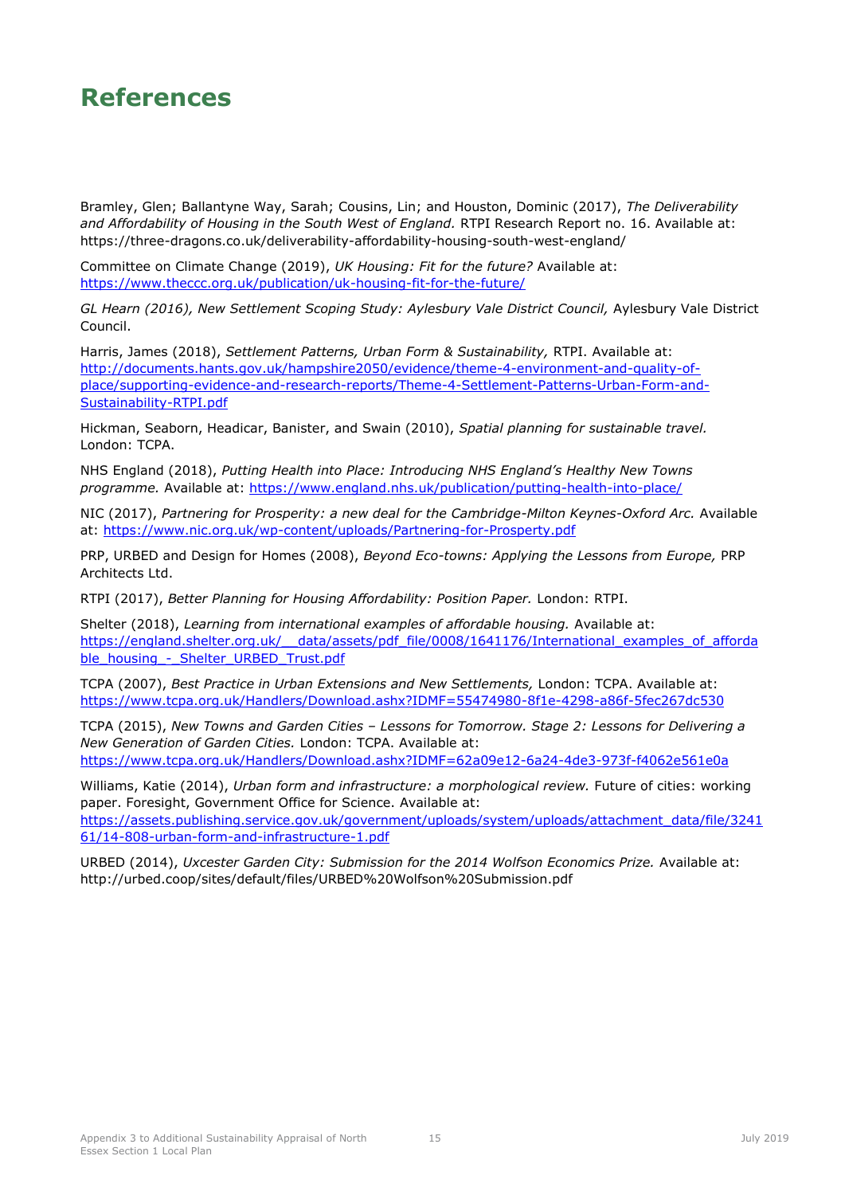# References

Bramley, Glen; Ballantyne Way, Sarah; Cousins, Lin; and Houston, Dominic (2017), *The Deliverability and Affordability of Housing in the South West of England.* RTPI Research Report no. 16. Available at: https://three-dragons.co.uk/deliverability-affordability-housing-south-west-england/

Committee on Climate Change (2019), *UK Housing: Fit for the future?* Available at: https://www.theccc.org.uk/publication/uk-housing-fit-for-the-future/

*GL Hearn (2016), New Settlement Scoping Study: Aylesbury Vale District Council,* Aylesbury Vale District Council.

Harris, James (2018), *Settlement Patterns, Urban Form & Sustainability,* RTPI. Available at: http://documents.hants.gov.uk/hampshire2050/evidence/theme-4-environment-and-quality-of-place/supporting-evidence-and-research-reports/Theme-4-Settlement-Patterns-Urban-Form-and-Sustainability-RTPI.pdf

Hickman, Seaborn, Headicar, Banister, and Swain (2010), *Spatial planning for sustainable travel.* London: TCPA.

NHS England (2018), *Putting Health into Place: Introducing NHS England's Healthy New Towns programme.* Available at: https://www.england.nhs.uk/publication/putting-health-into-place/

NIC (2017), *Partnering for Prosperity: a new deal for the Cambridge-Milton Keynes-Oxford Arc.* Available at: https://www.nic.org.uk/wp-content/uploads/Partnering-for-Prosperty.pdf

PRP, URBED and Design for Homes (2008), *Beyond Eco-towns: Applying the Lessons from Europe,* PRP Architects Ltd.

RTPI (2017), *Better Planning for Housing Affordability: Position Paper.* London: RTPI.

Shelter (2018), *Learning from international examples of affordable housing.* Available at: https://england.shelter.org.uk/__data/assets/pdf_file/0008/1641176/International_examples_of_affordable_housing_-_Shelter_URBED_Trust.pdf

TCPA (2007), *Best Practice in Urban Extensions and New Settlements,* London: TCPA. Available at: https://www.tcpa.org.uk/Handlers/Download.ashx?IDMF=55474980-8f1e-4298-a86f-5fec267dc530

TCPA (2015), *New Towns and Garden Cities – Lessons for Tomorrow. Stage 2: Lessons for Delivering a New Generation of Garden Cities.* London: TCPA. Available at: https://www.tcpa.org.uk/Handlers/Download.ashx?IDMF=62a09e12-6a24-4de3-973f-f4062e561e0a

Williams, Katie (2014), *Urban form and infrastructure: a morphological review.* Future of cities: working paper. Foresight, Government Office for Science. Available at: https://assets.publishing.service.gov.uk/government/uploads/system/uploads/attachment_data/file/324161/14-808-urban-form-and-infrastructure-1.pdf

URBED (2014), *Uxcester Garden City: Submission for the 2014 Wolfson Economics Prize.* Available at: http://urbed.coop/sites/default/files/URBED%20Wolfson%20Submission.pdf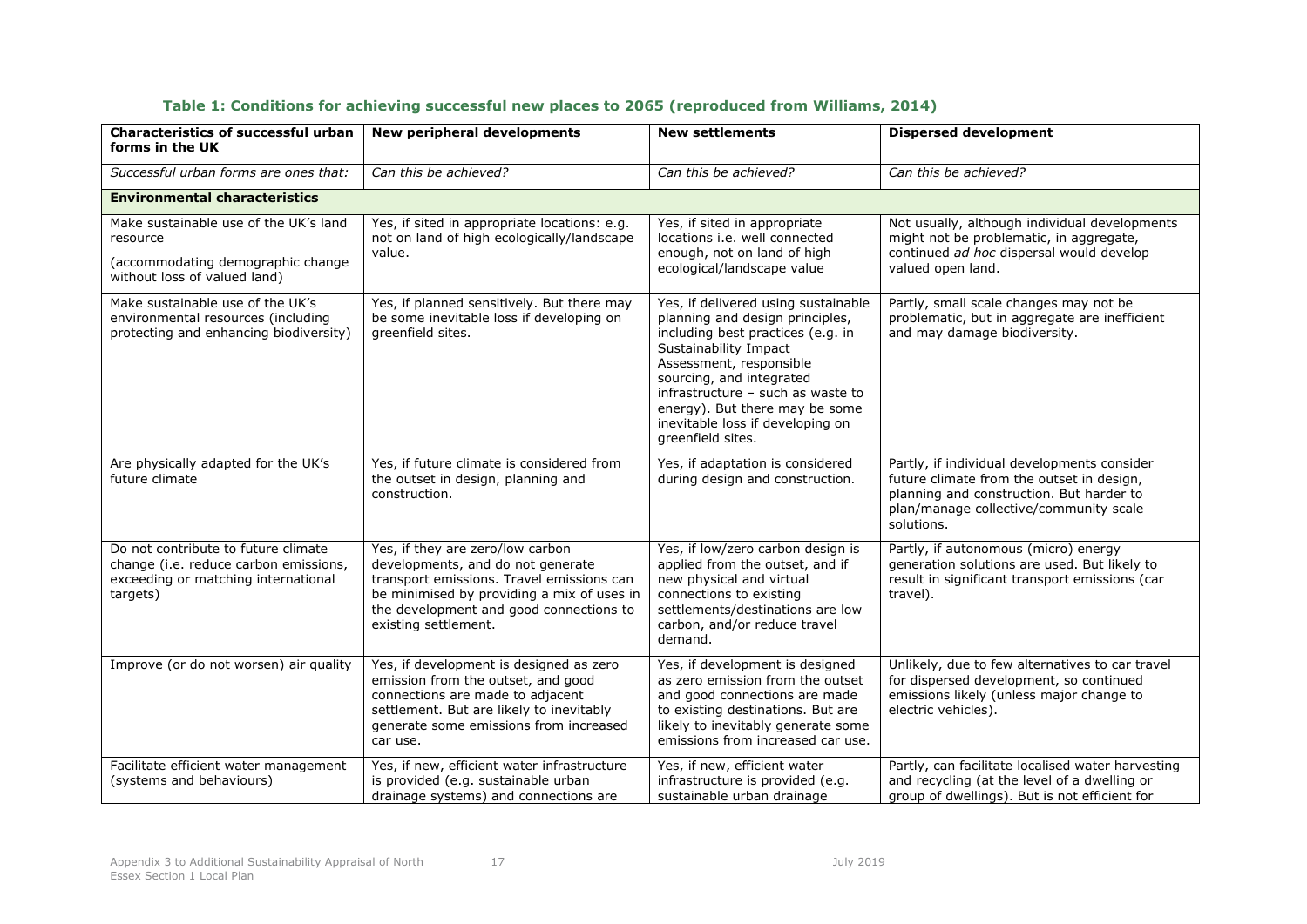### Table 1: Conditions for achieving successful new places to 2065 (reproduced from Williams, 2014)

| Characteristics of successful urban forms in the UK | New peripheral developments | New settlements | Dispersed development |
|---|---|---|---|
| *Successful urban forms are ones that:* | *Can this be achieved?* | *Can this be achieved?* | *Can this be achieved?* |
| **Environmental characteristics** | | | |
| Make sustainable use of the UK's land resource (accommodating demographic change without loss of valued land) | Yes, if sited in appropriate locations: e.g. not on land of high ecologically/landscape value. | Yes, if sited in appropriate locations i.e. well connected enough, not on land of high ecological/landscape value | Not usually, although individual developments might not be problematic, in aggregate, continued *ad hoc* dispersal would develop valued open land. |
| Make sustainable use of the UK's environmental resources (including protecting and enhancing biodiversity) | Yes, if planned sensitively. But there may be some inevitable loss if developing on greenfield sites. | Yes, if delivered using sustainable planning and design principles, including best practices (e.g. in Sustainability Impact Assessment, responsible sourcing, and integrated infrastructure – such as waste to energy). But there may be some inevitable loss if developing on greenfield sites. | Partly, small scale changes may not be problematic, but in aggregate are inefficient and may damage biodiversity. |
| Are physically adapted for the UK's future climate | Yes, if future climate is considered from the outset in design, planning and construction. | Yes, if adaptation is considered during design and construction. | Partly, if individual developments consider future climate from the outset in design, planning and construction. But harder to plan/manage collective/community scale solutions. |
| Do not contribute to future climate change (i.e. reduce carbon emissions, exceeding or matching international targets) | Yes, if they are zero/low carbon developments, and do not generate transport emissions. Travel emissions can be minimised by providing a mix of uses in the development and good connections to existing settlement. | Yes, if low/zero carbon design is applied from the outset, and if new physical and virtual connections to existing settlements/destinations are low carbon, and/or reduce travel demand. | Partly, if autonomous (micro) energy generation solutions are used. But likely to result in significant transport emissions (car travel). |
| Improve (or do not worsen) air quality | Yes, if development is designed as zero emission from the outset, and good connections are made to adjacent settlement. But are likely to inevitably generate some emissions from increased car use. | Yes, if development is designed as zero emission from the outset and good connections are made to existing destinations. But are likely to inevitably generate some emissions from increased car use. | Unlikely, due to few alternatives to car travel for dispersed development, so continued emissions likely (unless major change to electric vehicles). |
| Facilitate efficient water management (systems and behaviours) | Yes, if new, efficient water infrastructure is provided (e.g. sustainable urban drainage systems) and connections are | Yes, if new, efficient water infrastructure is provided (e.g. sustainable urban drainage | Partly, can facilitate localised water harvesting and recycling (at the level of a dwelling or group of dwellings). But is not efficient for |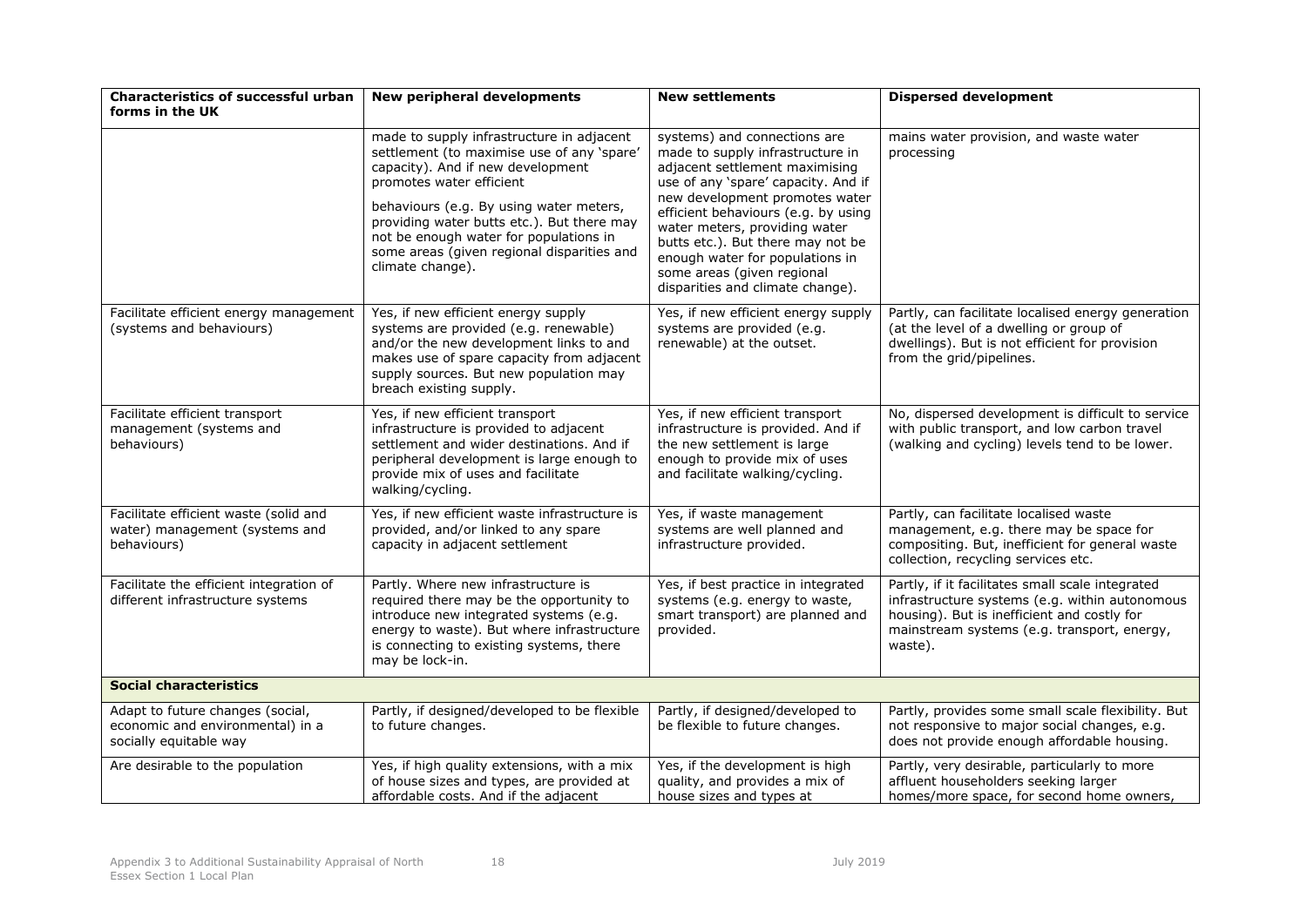| Characteristics of successful urban forms in the UK | New peripheral developments | New settlements | Dispersed development |
|---|---|---|---|
| | made to supply infrastructure in adjacent settlement (to maximise use of any 'spare' capacity). And if new development promotes water efficient behaviours (e.g. By using water meters, providing water butts etc.). But there may not be enough water for populations in some areas (given regional disparities and climate change). | systems) and connections are made to supply infrastructure in adjacent settlement maximising use of any 'spare' capacity. And if new development promotes water efficient behaviours (e.g. by using water meters, providing water butts etc.). But there may not be enough water for populations in some areas (given regional disparities and climate change). | mains water provision, and waste water processing |
| Facilitate efficient energy management (systems and behaviours) | Yes, if new efficient energy supply systems are provided (e.g. renewable) and/or the new development links to and makes use of spare capacity from adjacent supply sources. But new population may breach existing supply. | Yes, if new efficient energy supply systems are provided (e.g. renewable) at the outset. | Partly, can facilitate localised energy generation (at the level of a dwelling or group of dwellings). But is not efficient for provision from the grid/pipelines. |
| Facilitate efficient transport management (systems and behaviours) | Yes, if new efficient transport infrastructure is provided to adjacent settlement and wider destinations. And if peripheral development is large enough to provide mix of uses and facilitate walking/cycling. | Yes, if new efficient transport infrastructure is provided. And if the new settlement is large enough to provide mix of uses and facilitate walking/cycling. | No, dispersed development is difficult to service with public transport, and low carbon travel (walking and cycling) levels tend to be lower. |
| Facilitate efficient waste (solid and water) management (systems and behaviours) | Yes, if new efficient waste infrastructure is provided, and/or linked to any spare capacity in adjacent settlement | Yes, if waste management systems are well planned and infrastructure provided. | Partly, can facilitate localised waste management, e.g. there may be space for compositing. But, inefficient for general waste collection, recycling services etc. |
| Facilitate the efficient integration of different infrastructure systems | Partly. Where new infrastructure is required there may be the opportunity to introduce new integrated systems (e.g. energy to waste). But where infrastructure is connecting to existing systems, there may be lock-in. | Yes, if best practice in integrated systems (e.g. energy to waste, smart transport) are planned and provided. | Partly, if it facilitates small scale integrated infrastructure systems (e.g. within autonomous housing). But is inefficient and costly for mainstream systems (e.g. transport, energy, waste). |
| **Social characteristics** | | | |
| Adapt to future changes (social, economic and environmental) in a socially equitable way | Partly, if designed/developed to be flexible to future changes. | Partly, if designed/developed to be flexible to future changes. | Partly, provides some small scale flexibility. But not responsive to major social changes, e.g. does not provide enough affordable housing. |
| Are desirable to the population | Yes, if high quality extensions, with a mix of house sizes and types, are provided at affordable costs. And if the adjacent | Yes, if the development is high quality, and provides a mix of house sizes and types at | Partly, very desirable, particularly to more affluent householders seeking larger homes/more space, for second home owners, |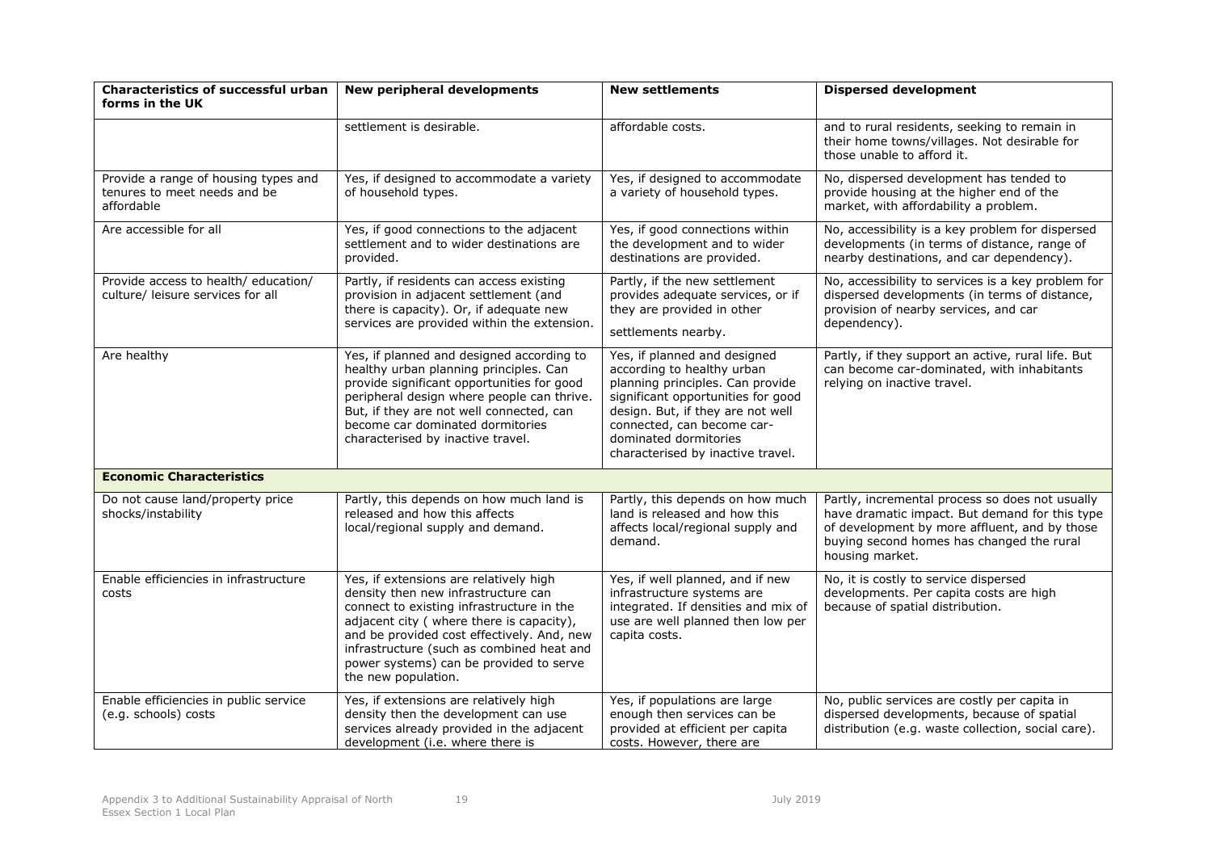| Characteristics of successful urban forms in the UK | New peripheral developments | New settlements | Dispersed development |
|---|---|---|---|
| | settlement is desirable. | affordable costs. | and to rural residents, seeking to remain in their home towns/villages. Not desirable for those unable to afford it. |
| Provide a range of housing types and tenures to meet needs and be affordable | Yes, if designed to accommodate a variety of household types. | Yes, if designed to accommodate a variety of household types. | No, dispersed development has tended to provide housing at the higher end of the market, with affordability a problem. |
| Are accessible for all | Yes, if good connections to the adjacent settlement and to wider destinations are provided. | Yes, if good connections within the development and to wider destinations are provided. | No, accessibility is a key problem for dispersed developments (in terms of distance, range of nearby destinations, and car dependency). |
| Provide access to health/ education/ culture/ leisure services for all | Partly, if residents can access existing provision in adjacent settlement (and there is capacity). Or, if adequate new services are provided within the extension. | Partly, if the new settlement provides adequate services, or if they are provided in other settlements nearby. | No, accessibility to services is a key problem for dispersed developments (in terms of distance, provision of nearby services, and car dependency). |
| Are healthy | Yes, if planned and designed according to healthy urban planning principles. Can provide significant opportunities for good peripheral design where people can thrive. But, if they are not well connected, can become car dominated dormitories characterised by inactive travel. | Yes, if planned and designed according to healthy urban planning principles. Can provide significant opportunities for good design. But, if they are not well connected, can become car-dominated dormitories characterised by inactive travel. | Partly, if they support an active, rural life. But can become car-dominated, with inhabitants relying on inactive travel. |
| **Economic Characteristics** | | | |
| Do not cause land/property price shocks/instability | Partly, this depends on how much land is released and how this affects local/regional supply and demand. | Partly, this depends on how much land is released and how this affects local/regional supply and demand. | Partly, incremental process so does not usually have dramatic impact. But demand for this type of development by more affluent, and by those buying second homes has changed the rural housing market. |
| Enable efficiencies in infrastructure costs | Yes, if extensions are relatively high density then new infrastructure can connect to existing infrastructure in the adjacent city ( where there is capacity), and be provided cost effectively. And, new infrastructure (such as combined heat and power systems) can be provided to serve the new population. | Yes, if well planned, and if new infrastructure systems are integrated. If densities and mix of use are well planned then low per capita costs. | No, it is costly to service dispersed developments. Per capita costs are high because of spatial distribution. |
| Enable efficiencies in public service (e.g. schools) costs | Yes, if extensions are relatively high density then the development can use services already provided in the adjacent development (i.e. where there is | Yes, if populations are large enough then services can be provided at efficient per capita costs. However, there are | No, public services are costly per capita in dispersed developments, because of spatial distribution (e.g. waste collection, social care). |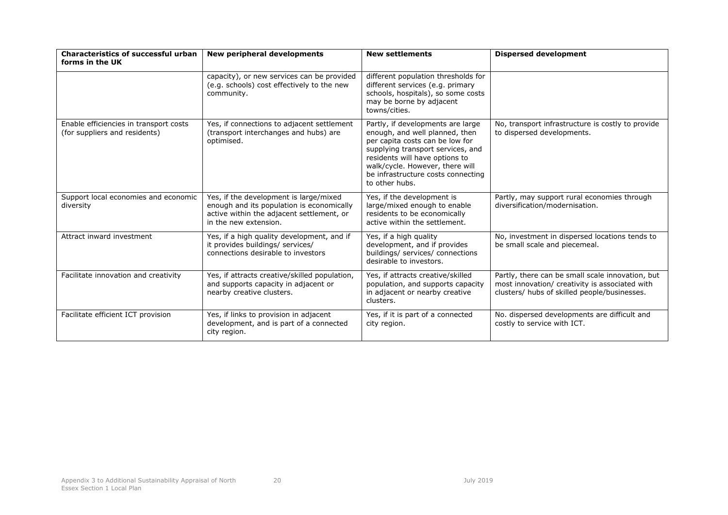| Characteristics of successful urban forms in the UK | New peripheral developments | New settlements | Dispersed development |
|---|---|---|---|
| | capacity), or new services can be provided (e.g. schools) cost effectively to the new community. | different population thresholds for different services (e.g. primary schools, hospitals), so some costs may be borne by adjacent towns/cities. | |
| Enable efficiencies in transport costs (for suppliers and residents) | Yes, if connections to adjacent settlement (transport interchanges and hubs) are optimised. | Partly, if developments are large enough, and well planned, then per capita costs can be low for supplying transport services, and residents will have options to walk/cycle. However, there will be infrastructure costs connecting to other hubs. | No, transport infrastructure is costly to provide to dispersed developments. |
| Support local economies and economic diversity | Yes, if the development is large/mixed enough and its population is economically active within the adjacent settlement, or in the new extension. | Yes, if the development is large/mixed enough to enable residents to be economically active within the settlement. | Partly, may support rural economies through diversification/modernisation. |
| Attract inward investment | Yes, if a high quality development, and if it provides buildings/ services/ connections desirable to investors | Yes, if a high quality development, and if provides buildings/ services/ connections desirable to investors. | No, investment in dispersed locations tends to be small scale and piecemeal. |
| Facilitate innovation and creativity | Yes, if attracts creative/skilled population, and supports capacity in adjacent or nearby creative clusters. | Yes, if attracts creative/skilled population, and supports capacity in adjacent or nearby creative clusters. | Partly, there can be small scale innovation, but most innovation/ creativity is associated with clusters/ hubs of skilled people/businesses. |
| Facilitate efficient ICT provision | Yes, if links to provision in adjacent development, and is part of a connected city region. | Yes, if it is part of a connected city region. | No. dispersed developments are difficult and costly to service with ICT. |